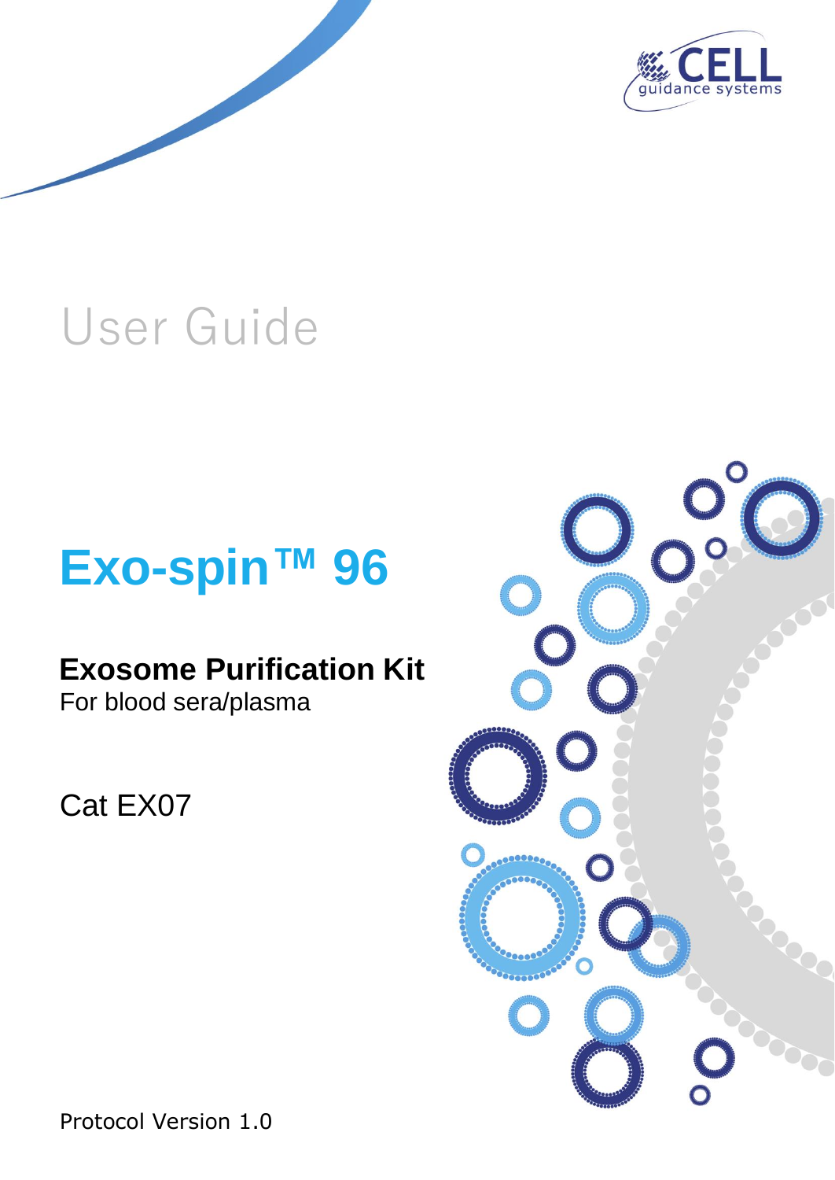CELL guidance systems

User Guide

# Exo-spin™ 96

## Exosome Purification Kit

For blood sera/plasma

Cat EX07

Protocol Version 1.0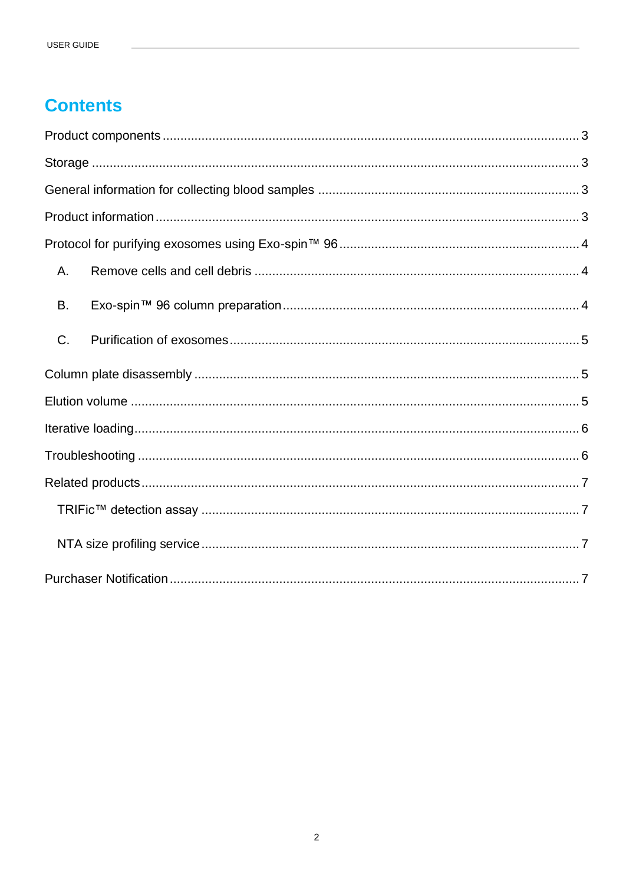# Contents

Product components .......... 3

Storage .......... 3

General information for collecting blood samples .......... 3

Product information .......... 3

Protocol for purifying exosomes using Exo-spin™ 96 .......... 4

- A. Remove cells and cell debris .......... 4
- B. Exo-spin™ 96 column preparation .......... 4
- C. Purification of exosomes .......... 5

Column plate disassembly .......... 5

Elution volume .......... 5

Iterative loading .......... 6

Troubleshooting .......... 6

Related products .......... 7

- TRIFic™ detection assay .......... 7
- NTA size profiling service .......... 7

Purchaser Notification .......... 7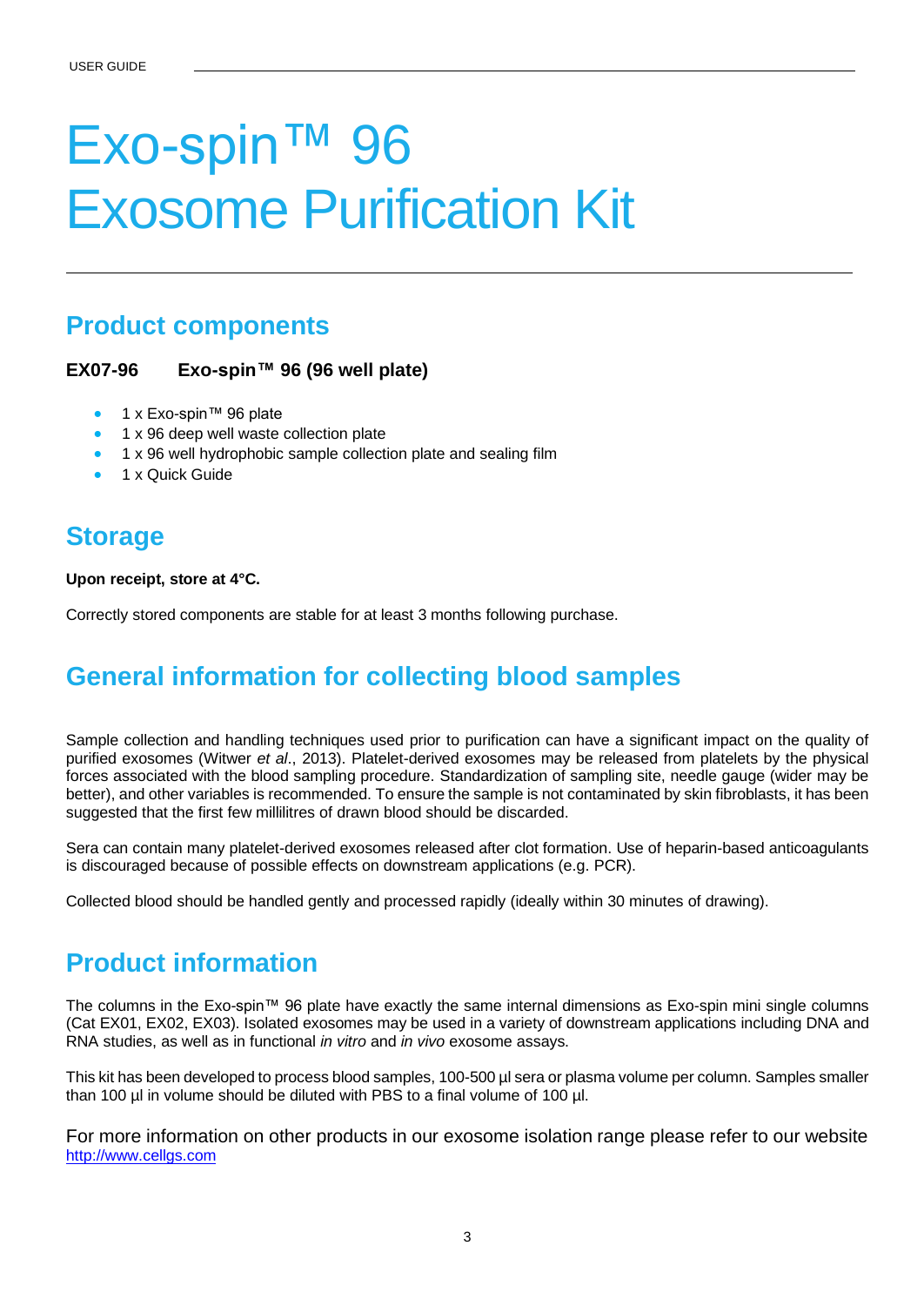# Exo-spin™ 96 Exosome Purification Kit

## Product components

**EX07-96 Exo-spin™ 96 (96 well plate)**

- 1 x Exo-spin™ 96 plate
- 1 x 96 deep well waste collection plate
- 1 x 96 well hydrophobic sample collection plate and sealing film
- 1 x Quick Guide

## Storage

**Upon receipt, store at 4°C.**

Correctly stored components are stable for at least 3 months following purchase.

## General information for collecting blood samples

Sample collection and handling techniques used prior to purification can have a significant impact on the quality of purified exosomes (Witwer *et al*., 2013). Platelet-derived exosomes may be released from platelets by the physical forces associated with the blood sampling procedure. Standardization of sampling site, needle gauge (wider may be better), and other variables is recommended. To ensure the sample is not contaminated by skin fibroblasts, it has been suggested that the first few millilitres of drawn blood should be discarded.

Sera can contain many platelet-derived exosomes released after clot formation. Use of heparin-based anticoagulants is discouraged because of possible effects on downstream applications (e.g. PCR).

Collected blood should be handled gently and processed rapidly (ideally within 30 minutes of drawing).

## Product information

The columns in the Exo-spin™ 96 plate have exactly the same internal dimensions as Exo-spin mini single columns (Cat EX01, EX02, EX03). Isolated exosomes may be used in a variety of downstream applications including DNA and RNA studies, as well as in functional *in vitro* and *in vivo* exosome assays.

This kit has been developed to process blood samples, 100-500 µl sera or plasma volume per column. Samples smaller than 100 µl in volume should be diluted with PBS to a final volume of 100 µl.

For more information on other products in our exosome isolation range please refer to our website [http://www.cellgs.com](http://www.cellgs.com)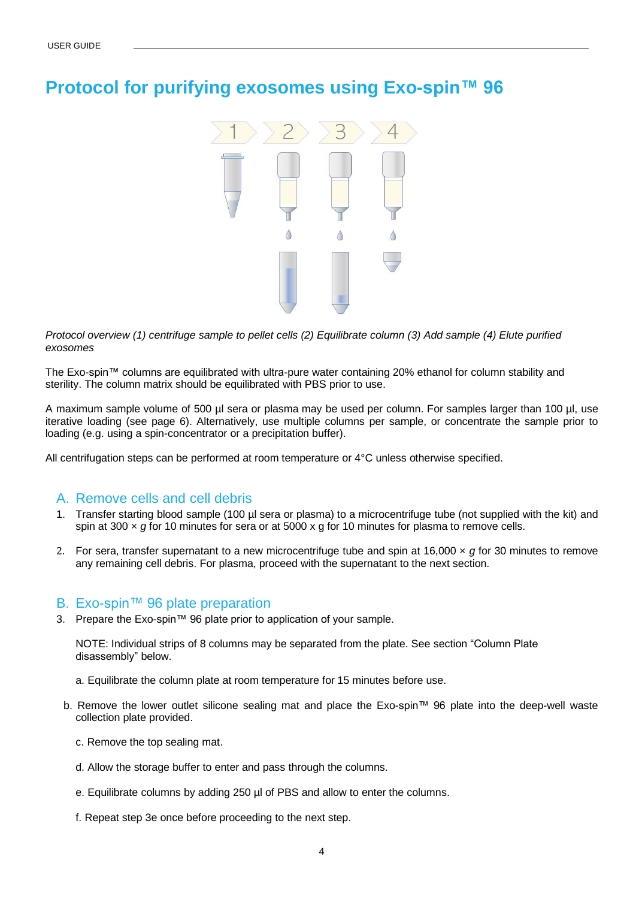# Protocol for purifying exosomes using Exo-spin™ 96

*Protocol overview (1) centrifuge sample to pellet cells (2) Equilibrate column (3) Add sample (4) Elute purified exosomes*

The Exo-spin™ columns are equilibrated with ultra-pure water containing 20% ethanol for column stability and sterility. The column matrix should be equilibrated with PBS prior to use.

A maximum sample volume of 500 µl sera or plasma may be used per column. For samples larger than 100 µl, use iterative loading (see page 6). Alternatively, use multiple columns per sample, or concentrate the sample prior to loading (e.g. using a spin-concentrator or a precipitation buffer).

All centrifugation steps can be performed at room temperature or 4°C unless otherwise specified.

## A. Remove cells and cell debris

1. Transfer starting blood sample (100 µl sera or plasma) to a microcentrifuge tube (not supplied with the kit) and spin at 300 × *g* for 10 minutes for sera or at 5000 x g for 10 minutes for plasma to remove cells.

2. For sera, transfer supernatant to a new microcentrifuge tube and spin at 16,000 × *g* for 30 minutes to remove any remaining cell debris. For plasma, proceed with the supernatant to the next section.

## B. Exo-spin™ 96 plate preparation

3. Prepare the Exo-spin™ 96 plate prior to application of your sample.

   NOTE: Individual strips of 8 columns may be separated from the plate. See section "Column Plate disassembly" below.

   a. Equilibrate the column plate at room temperature for 15 minutes before use.

   b. Remove the lower outlet silicone sealing mat and place the Exo-spin™ 96 plate into the deep-well waste collection plate provided.

   c. Remove the top sealing mat.

   d. Allow the storage buffer to enter and pass through the columns.

   e. Equilibrate columns by adding 250 µl of PBS and allow to enter the columns.

   f. Repeat step 3e once before proceeding to the next step.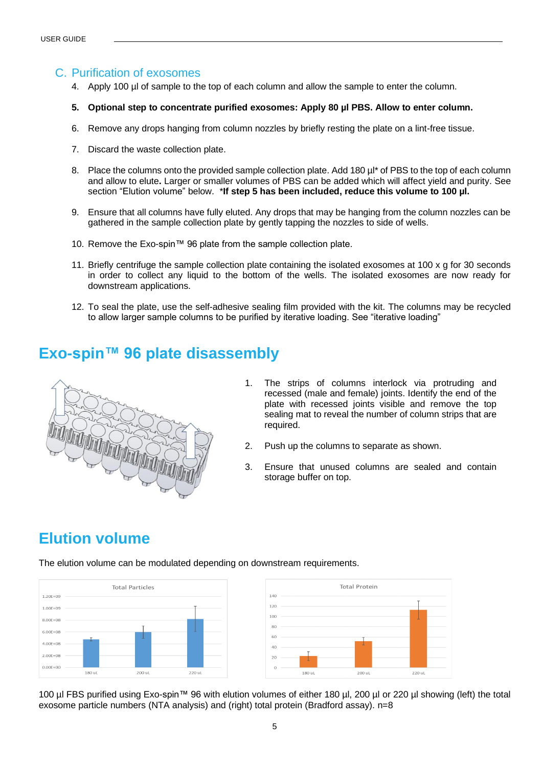## C. Purification of exosomes

4. Apply 100 µl of sample to the top of each column and allow the sample to enter the column.

5. **Optional step to concentrate purified exosomes: Apply 80 µl PBS. Allow to enter column.**

6. Remove any drops hanging from column nozzles by briefly resting the plate on a lint-free tissue.

7. Discard the waste collection plate.

8. Place the columns onto the provided sample collection plate. Add 180 µl* of PBS to the top of each column and allow to elute**.** Larger or smaller volumes of PBS can be added which will affect yield and purity. See section "Elution volume" below. ***If step 5 has been included, reduce this volume to 100 µl.**

9. Ensure that all columns have fully eluted. Any drops that may be hanging from the column nozzles can be gathered in the sample collection plate by gently tapping the nozzles to side of wells.

10. Remove the Exo-spin™ 96 plate from the sample collection plate.

11. Briefly centrifuge the sample collection plate containing the isolated exosomes at 100 x g for 30 seconds in order to collect any liquid to the bottom of the wells. The isolated exosomes are now ready for downstream applications.

12. To seal the plate, use the self-adhesive sealing film provided with the kit. The columns may be recycled to allow larger sample columns to be purified by iterative loading. See "iterative loading"

# Exo-spin™ 96 plate disassembly

1. The strips of columns interlock via protruding and recessed (male and female) joints. Identify the end of the plate with recessed joints visible and remove the top sealing mat to reveal the number of column strips that are required.

2. Push up the columns to separate as shown.

3. Ensure that unused columns are sealed and contain storage buffer on top.

# Elution volume

The elution volume can be modulated depending on downstream requirements.

100 µl FBS purified using Exo-spin™ 96 with elution volumes of either 180 µl, 200 µl or 220 µl showing (left) the total exosome particle numbers (NTA analysis) and (right) total protein (Bradford assay). n=8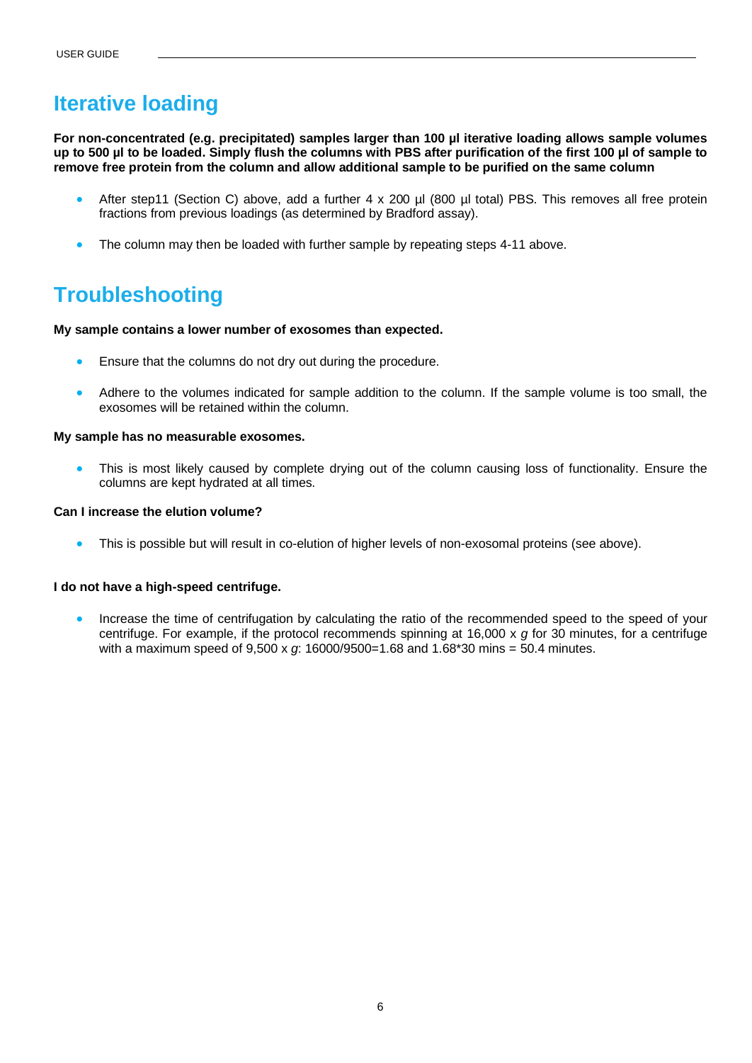## Iterative loading

**For non-concentrated (e.g. precipitated) samples larger than 100 µl iterative loading allows sample volumes up to 500 µl to be loaded. Simply flush the columns with PBS after purification of the first 100 µl of sample to remove free protein from the column and allow additional sample to be purified on the same column**

- After step11 (Section C) above, add a further 4 x 200 µl (800 µl total) PBS. This removes all free protein fractions from previous loadings (as determined by Bradford assay).
- The column may then be loaded with further sample by repeating steps 4-11 above.

## Troubleshooting

**My sample contains a lower number of exosomes than expected.**

- Ensure that the columns do not dry out during the procedure.
- Adhere to the volumes indicated for sample addition to the column. If the sample volume is too small, the exosomes will be retained within the column.

**My sample has no measurable exosomes.**

- This is most likely caused by complete drying out of the column causing loss of functionality. Ensure the columns are kept hydrated at all times.

**Can I increase the elution volume?**

- This is possible but will result in co-elution of higher levels of non-exosomal proteins (see above).

**I do not have a high-speed centrifuge.**

- Increase the time of centrifugation by calculating the ratio of the recommended speed to the speed of your centrifuge. For example, if the protocol recommends spinning at 16,000 x *g* for 30 minutes, for a centrifuge with a maximum speed of 9,500 x *g*: 16000/9500=1.68 and 1.68*30 mins = 50.4 minutes.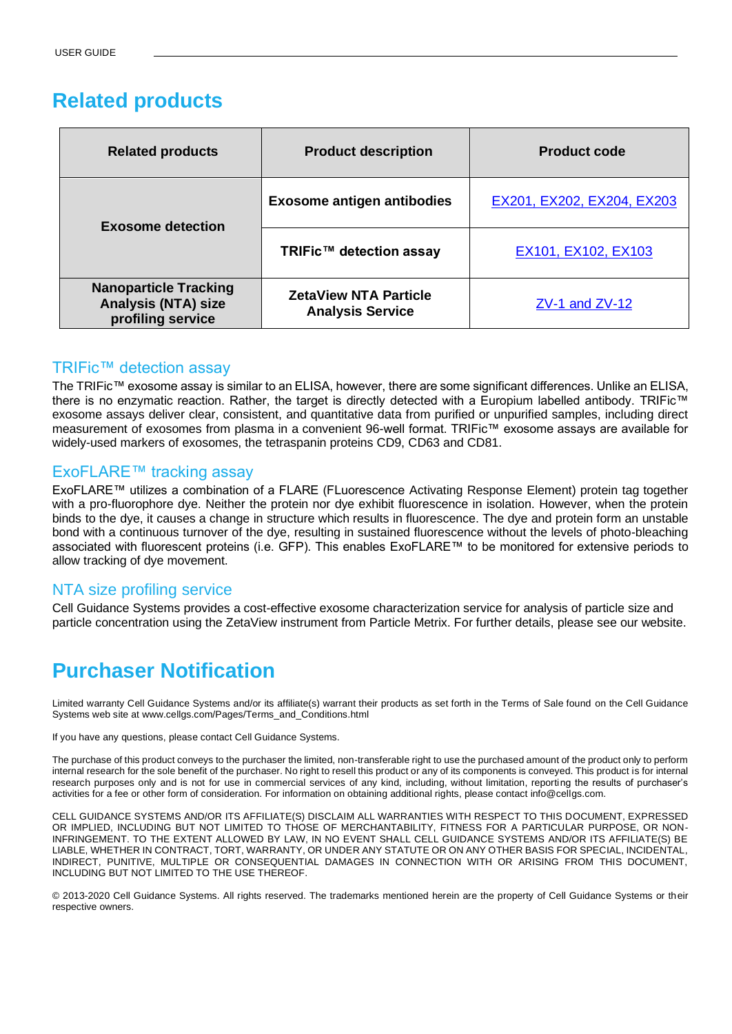# Related products

| Related products | Product description | Product code |
| --- | --- | --- |
| Exosome detection | Exosome antigen antibodies | EX201, EX202, EX204, EX203 |
| | TRIFic™ detection assay | EX101, EX102, EX103 |
| Nanoparticle Tracking Analysis (NTA) size profiling service | ZetaView NTA Particle Analysis Service | ZV-1 and ZV-12 |

## TRIFic™ detection assay

The TRIFic™ exosome assay is similar to an ELISA, however, there are some significant differences. Unlike an ELISA, there is no enzymatic reaction. Rather, the target is directly detected with a Europium labelled antibody. TRIFic™ exosome assays deliver clear, consistent, and quantitative data from purified or unpurified samples, including direct measurement of exosomes from plasma in a convenient 96-well format. TRIFic™ exosome assays are available for widely-used markers of exosomes, the tetraspanin proteins CD9, CD63 and CD81.

## ExoFLARE™ tracking assay

ExoFLARE™ utilizes a combination of a FLARE (FLuorescence Activating Response Element) protein tag together with a pro-fluorophore dye. Neither the protein nor dye exhibit fluorescence in isolation. However, when the protein binds to the dye, it causes a change in structure which results in fluorescence. The dye and protein form an unstable bond with a continuous turnover of the dye, resulting in sustained fluorescence without the levels of photo-bleaching associated with fluorescent proteins (i.e. GFP). This enables ExoFLARE™ to be monitored for extensive periods to allow tracking of dye movement.

## NTA size profiling service

Cell Guidance Systems provides a cost-effective exosome characterization service for analysis of particle size and particle concentration using the ZetaView instrument from Particle Metrix. For further details, please see our website.

# Purchaser Notification

Limited warranty Cell Guidance Systems and/or its affiliate(s) warrant their products as set forth in the Terms of Sale found on the Cell Guidance Systems web site at www.cellgs.com/Pages/Terms_and_Conditions.html

If you have any questions, please contact Cell Guidance Systems.

The purchase of this product conveys to the purchaser the limited, non-transferable right to use the purchased amount of the product only to perform internal research for the sole benefit of the purchaser. No right to resell this product or any of its components is conveyed. This product is for internal research purposes only and is not for use in commercial services of any kind, including, without limitation, reporting the results of purchaser's activities for a fee or other form of consideration. For information on obtaining additional rights, please contact info@cellgs.com.

CELL GUIDANCE SYSTEMS AND/OR ITS AFFILIATE(S) DISCLAIM ALL WARRANTIES WITH RESPECT TO THIS DOCUMENT, EXPRESSED OR IMPLIED, INCLUDING BUT NOT LIMITED TO THOSE OF MERCHANTABILITY, FITNESS FOR A PARTICULAR PURPOSE, OR NON-INFRINGEMENT. TO THE EXTENT ALLOWED BY LAW, IN NO EVENT SHALL CELL GUIDANCE SYSTEMS AND/OR ITS AFFILIATE(S) BE LIABLE, WHETHER IN CONTRACT, TORT, WARRANTY, OR UNDER ANY STATUTE OR ON ANY OTHER BASIS FOR SPECIAL, INCIDENTAL, INDIRECT, PUNITIVE, MULTIPLE OR CONSEQUENTIAL DAMAGES IN CONNECTION WITH OR ARISING FROM THIS DOCUMENT, INCLUDING BUT NOT LIMITED TO THE USE THEREOF.

© 2013-2020 Cell Guidance Systems. All rights reserved. The trademarks mentioned herein are the property of Cell Guidance Systems or their respective owners.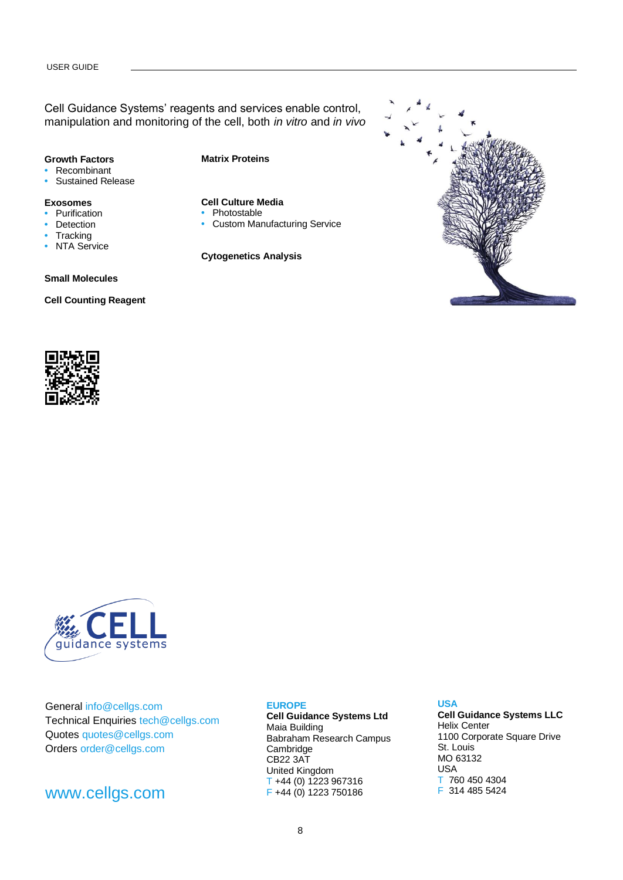Cell Guidance Systems' reagents and services enable control, manipulation and monitoring of the cell, both *in vitro* and *in vivo*

**Growth Factors**
- Recombinant
- Sustained Release

**Exosomes**
- Purification
- Detection
- Tracking
- NTA Service

**Small Molecules**

**Cell Counting Reagent**

**Matrix Proteins**

**Cell Culture Media**
- Photostable
- Custom Manufacturing Service

**Cytogenetics Analysis**

General info@cellgs.com
Technical Enquiries tech@cellgs.com
Quotes quotes@cellgs.com
Orders order@cellgs.com

www.cellgs.com

**EUROPE**
**Cell Guidance Systems Ltd**
Maia Building
Babraham Research Campus
Cambridge
CB22 3AT
United Kingdom
T +44 (0) 1223 967316
F +44 (0) 1223 750186

**USA**
**Cell Guidance Systems LLC**
Helix Center
1100 Corporate Square Drive
St. Louis
MO 63132
USA
T 760 450 4304
F 314 485 5424